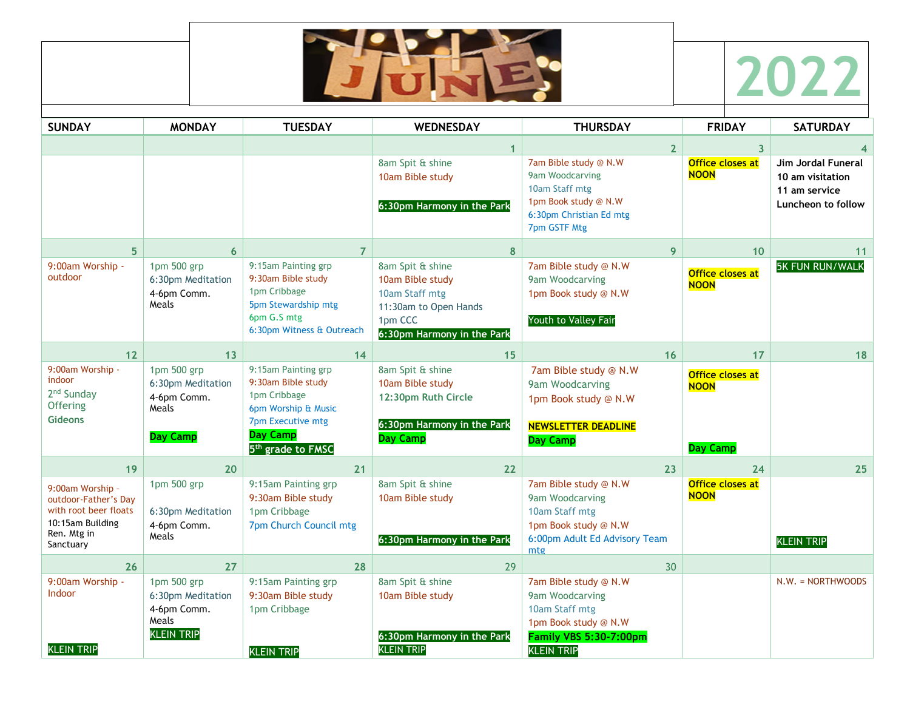# JUNE 2022

| SUNDAY | MONDAY | TUESDAY | WEDNESDAY | THURSDAY | FRIDAY | SATURDAY |
|---|---|---|---|---|---|---|
| | | | 1 | 2 | 3 | 4 |
| | | | 8am Spit & shine<br>10am Bible study<br><br>**6:30pm Harmony in the Park** | 7am Bible study @ N.W<br>9am Woodcarving<br>10am Staff mtg<br>1pm Book study @ N.W<br>6:30pm Christian Ed mtg<br>7pm GSTF Mtg | Office closes at NOON | **Jim Jordal Funeral**<br>**10 am visitation**<br>**11 am service**<br>**Luncheon to follow** |
| 5 | 6 | 7 | 8 | 9 | 10 | 11 |
| 9:00am Worship - outdoor | 1pm 500 grp<br>6:30pm Meditation<br>4-6pm Comm. Meals | 9:15am Painting grp<br>9:30am Bible study<br>1pm Cribbage<br>5pm Stewardship mtg<br>6pm G.S mtg<br>6:30pm Witness & Outreach | 8am Spit & shine<br>10am Bible study<br>10am Staff mtg<br>11:30am to Open Hands<br>1pm CCC<br>**6:30pm Harmony in the Park** | 7am Bible study @ N.W<br>9am Woodcarving<br>1pm Book study @ N.W<br><br>Youth to Valley Fair | Office closes at NOON | 5K FUN RUN/WALK |
| 12 | 13 | 14 | 15 | 16 | 17 | 18 |
| 9:00am Worship - indoor<br>2nd Sunday Offering<br>**Gideons** | 1pm 500 grp<br>6:30pm Meditation<br>4-6pm Comm. Meals<br><br>**Day Camp** | 9:15am Painting grp<br>9:30am Bible study<br>1pm Cribbage<br>6pm Worship & Music<br>7pm Executive mtg<br>**Day Camp**<br>**5th grade to FMSC** | 8am Spit & shine<br>10am Bible study<br>**12:30pm Ruth Circle**<br><br>**6:30pm Harmony in the Park**<br>**Day Camp** | 7am Bible study @ N.W<br>9am Woodcarving<br>1pm Book study @ N.W<br><br>**NEWSLETTER DEADLINE**<br>**Day Camp** | Office closes at NOON<br><br>Day Camp | |
| 19 | 20 | 21 | 22 | 23 | 24 | 25 |
| 9:00am Worship - outdoor-Father's Day with root beer floats<br>10:15am Building Ren. Mtg in Sanctuary | 1pm 500 grp<br><br>6:30pm Meditation<br>4-6pm Comm. Meals | 9:15am Painting grp<br>9:30am Bible study<br>1pm Cribbage<br>7pm Church Council mtg | 8am Spit & shine<br>10am Bible study<br><br>**6:30pm Harmony in the Park** | 7am Bible study @ N.W<br>9am Woodcarving<br>10am Staff mtg<br>1pm Book study @ N.W<br>6:00pm Adult Ed Advisory Team mtg | Office closes at NOON | KLEIN TRIP |
| 26 | 27 | 28 | 29 | 30 | | |
| 9:00am Worship - Indoor<br><br>KLEIN TRIP | 1pm 500 grp<br>6:30pm Meditation<br>4-6pm Comm. Meals<br>KLEIN TRIP | 9:15am Painting grp<br>9:30am Bible study<br>1pm Cribbage<br><br>KLEIN TRIP | 8am Spit & shine<br>10am Bible study<br><br>**6:30pm Harmony in the Park**<br>KLEIN TRIP | 7am Bible study @ N.W<br>9am Woodcarving<br>10am Staff mtg<br>1pm Book study @ N.W<br>**Family VBS 5:30-7:00pm**<br>KLEIN TRIP | | N.W. = NORTHWOODS |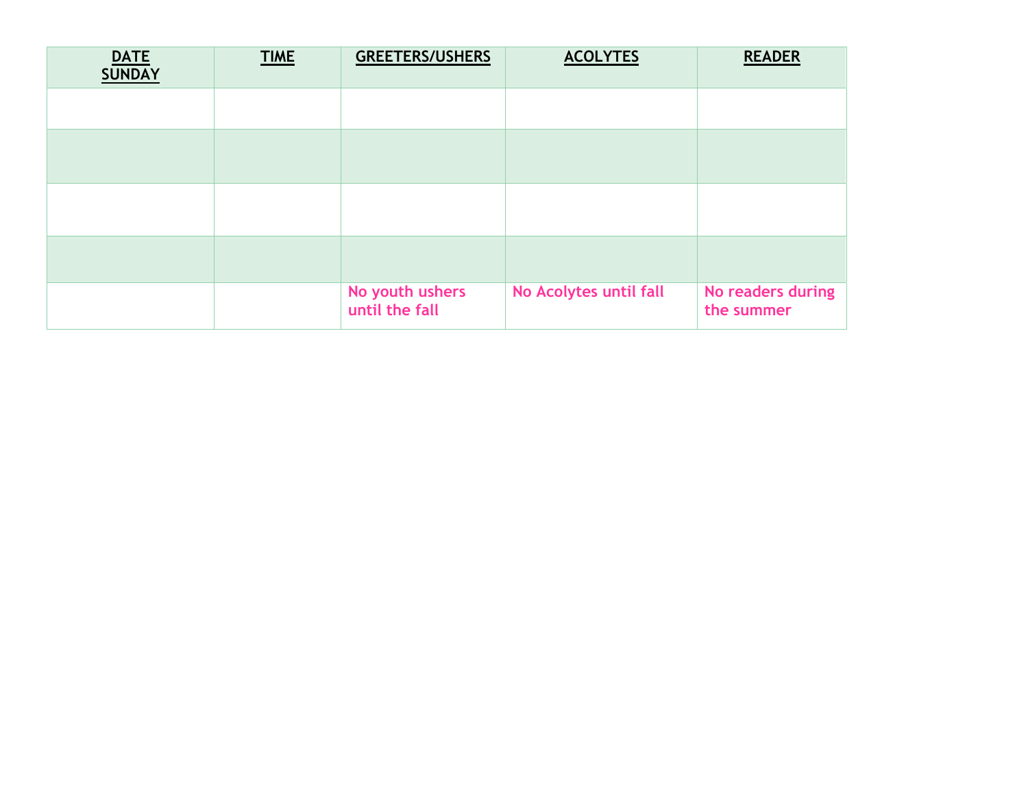| DATE SUNDAY | TIME | GREETERS/USHERS | ACOLYTES | READER |
|---|---|---|---|---|
| | | | | |
| | | | | |
| | | | | |
| | | | | |
| | | No youth ushers until the fall | No Acolytes until fall | No readers during the summer |